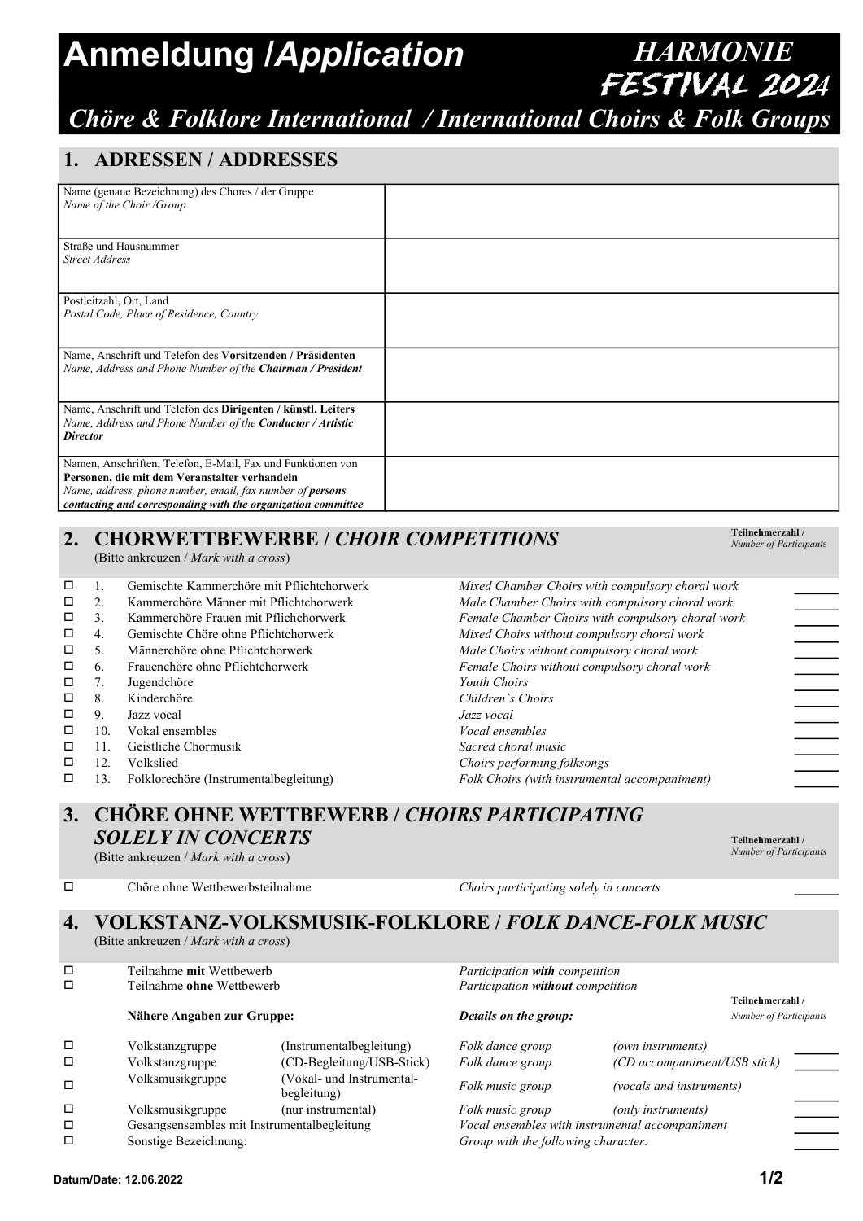# Anmeldung /*Application*

**HARMONIE FESTIVAL 2024**

## *Chöre & Folklore International / International Choirs & Folk Groups*

## 1. ADRESSEN / ADDRESSES

| | |
|---|---|
| Name (genaue Bezeichnung) des Chores / der Gruppe<br>*Name of the Choir /Group* | |
| Straße und Hausnummer<br>*Street Address* | |
| Postleitzahl, Ort, Land<br>*Postal Code, Place of Residence, Country* | |
| Name, Anschrift und Telefon des **Vorsitzenden / Präsidenten**<br>*Name, Address and Phone Number of the **Chairman / President*** | |
| Name, Anschrift und Telefon des **Dirigenten / künstl. Leiters**<br>*Name, Address and Phone Number of the **Conductor / Artistic Director*** | |
| Namen, Anschriften, Telefon, E-Mail, Fax und Funktionen von **Personen, die mit dem Veranstalter verhandeln**<br>*Name, address, phone number, email, fax number of **persons contacting and corresponding with the organization committee*** | |

## 2. CHORWETTBEWERBE / *CHOIR COMPETITIONS*

(Bitte ankreuzen / *Mark with a cross*)

| | | | | Teilnehmerzahl / *Number of Participants* |
|---|---|---|---|---|
| ☐ | 1. | Gemischte Kammerchöre mit Pflichtchorwerk | *Mixed Chamber Choirs with compulsory choral work* | ______ |
| ☐ | 2. | Kammerchöre Männer mit Pflichtchorwerk | *Male Chamber Choirs with compulsory choral work* | ______ |
| ☐ | 3. | Kammerchöre Frauen mit Pflichchorwerk | *Female Chamber Choirs with compulsory choral work* | ______ |
| ☐ | 4. | Gemischte Chöre ohne Pflichtchorwerk | *Mixed Choirs without compulsory choral work* | ______ |
| ☐ | 5. | Männerchöre ohne Pflichtchorwerk | *Male Choirs without compulsory choral work* | ______ |
| ☐ | 6. | Frauenchöre ohne Pflichtchorwerk | *Female Choirs without compulsory choral work* | ______ |
| ☐ | 7. | Jugendchöre | *Youth Choirs* | ______ |
| ☐ | 8. | Kinderchöre | *Children`s Choirs* | ______ |
| ☐ | 9. | Jazz vocal | *Jazz vocal* | ______ |
| ☐ | 10. | Vokal ensembles | *Vocal ensembles* | ______ |
| ☐ | 11. | Geistliche Chormusik | *Sacred choral music* | ______ |
| ☐ | 12. | Volkslied | *Choirs performing folksongs* | ______ |
| ☐ | 13. | Folklorechöre (Instrumentalbegleitung) | *Folk Choirs (with instrumental accompaniment)* | ______ |

## 3. CHÖRE OHNE WETTBEWERB / *CHOIRS PARTICIPATING SOLELY IN CONCERTS*

(Bitte ankreuzen / *Mark with a cross*)

| | | | Teilnehmerzahl / *Number of Participants* |
|---|---|---|---|
| ☐ | Chöre ohne Wettbewerbsteilnahme | *Choirs participating solely in concerts* | ______ |

## 4. VOLKSTANZ-VOLKSMUSIK-FOLKLORE / *FOLK DANCE-FOLK MUSIC*

(Bitte ankreuzen / *Mark with a cross*)

☐ Teilnahme **mit** Wettbewerb — *Participation **with** competition*

☐ Teilnahme **ohne** Wettbewerb — *Participation **without** competition*

| | **Nähere Angaben zur Gruppe:** | | ***Details on the group:*** | | Teilnehmerzahl / *Number of Participants* |
|---|---|---|---|---|---|
| ☐ | Volkstanzgruppe | (Instrumentalbegleitung) | *Folk dance group* | *(own instruments)* | ______ |
| ☐ | Volkstanzgruppe | (CD-Begleitung/USB-Stick) | *Folk dance group* | *(CD accompaniment/USB stick)* | ______ |
| ☐ | Volksmusikgruppe | (Vokal- und Instrumentalbegleitung) | *Folk music group* | *(vocals and instruments)* | ______ |
| ☐ | Volksmusikgruppe | (nur instrumental) | *Folk music group* | *(only instruments)* | ______ |
| ☐ | Gesangsensembles mit Instrumentalbegleitung | | *Vocal ensembles with instrumental accompaniment* | | ______ |
| ☐ | Sonstige Bezeichnung: | | *Group with the following character:* | | ______ |

**Datum/Date: 12.06.2022**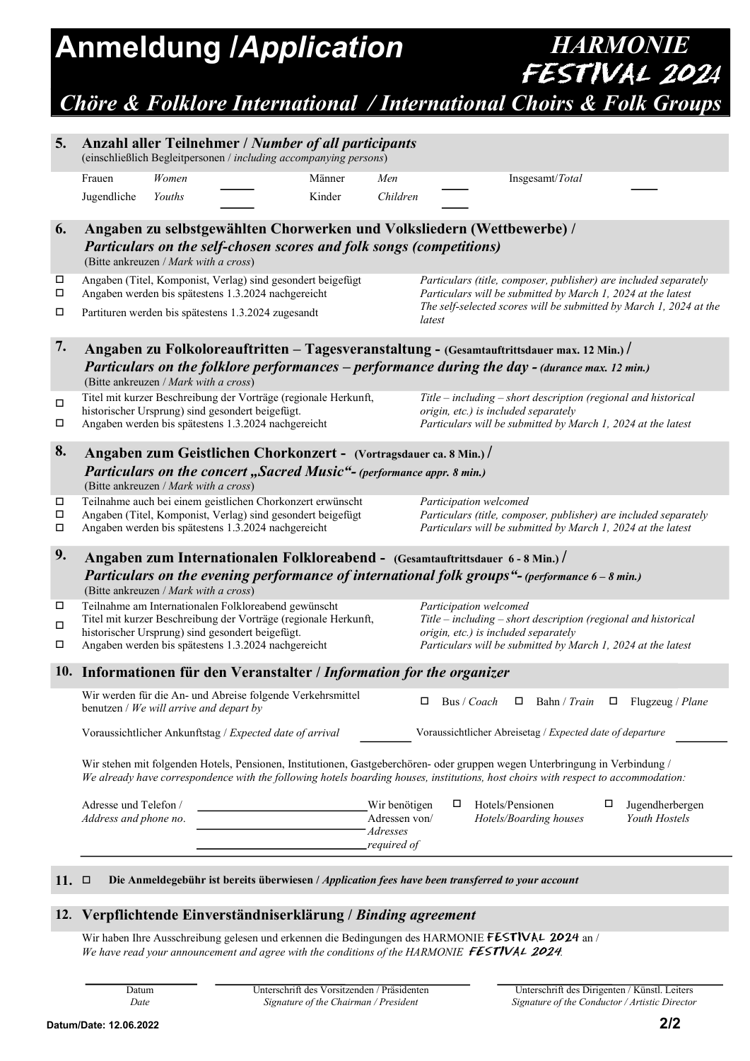# Anmeldung /*Application*

**HARMONIE FESTIVAL 2024**

***Chöre & Folklore International / International Choirs & Folk Groups***

## 5. Anzahl aller Teilnehmer / *Number of all participants*

(einschließlich Begleitpersonen / *including accompanying persons*)

| | | | | | | | |
|---|---|---|---|---|---|---|---|
| Frauen | *Women* | ______ | Männer | *Men* | ____ | Insgesamt/*Total* | ____ |
| Jugendliche | *Youths* | ______ | Kinder | *Children* | ____ | | |

## 6. Angaben zu selbstgewählten Chorwerken und Volksliedern (Wettbewerbe) / *Particulars on the self-chosen scores and folk songs (competitions)*

(Bitte ankreuzen / *Mark with a cross*)

- ☐ Angaben (Titel, Komponist, Verlag) sind gesondert beigefügt — *Particulars (title, composer, publisher) are included separately*
- ☐ Angaben werden bis spätestens 1.3.2024 nachgereicht — *Particulars will be submitted by March 1, 2024 at the latest*
- ☐ Partituren werden bis spätestens 1.3.2024 zugesandt — *The self-selected scores will be submitted by March 1, 2024 at the latest*

## 7. Angaben zu Folkoloreauftritten – Tagesveranstaltung - (Gesamtauftrittsdauer max. 12 Min.) / *Particulars on the folklore performances – performance during the day - (durance max. 12 min.)*

(Bitte ankreuzen / *Mark with a cross*)

- ☐ Titel mit kurzer Beschreibung der Vorträge (regionale Herkunft, historischer Ursprung) sind gesondert beigefügt. — *Title – including – short description (regional and historical origin, etc.) is included separately*
- ☐ Angaben werden bis spätestens 1.3.2024 nachgereicht — *Particulars will be submitted by March 1, 2024 at the latest*

## 8. Angaben zum Geistlichen Chorkonzert - (Vortragsdauer ca. 8 Min.) / *Particulars on the concert „Sacred Music"- (performance appr. 8 min.)*

(Bitte ankreuzen / *Mark with a cross*)

- ☐ Teilnahme auch bei einem geistlichen Chorkonzert erwünscht — *Participation welcomed*
- ☐ Angaben (Titel, Komponist, Verlag) sind gesondert beigefügt — *Particulars (title, composer, publisher) are included separately*
- ☐ Angaben werden bis spätestens 1.3.2024 nachgereicht — *Particulars will be submitted by March 1, 2024 at the latest*

## 9. Angaben zum Internationalen Folkloreabend - (Gesamtauftrittsdauer 6 - 8 Min.) / *Particulars on the evening performance of international folk groups"- (performance 6 – 8 min.)*

(Bitte ankreuzen / *Mark with a cross*)

- ☐ Teilnahme am Internationalen Folkloreabend gewünscht — *Participation welcomed*
- ☐ Titel mit kurzer Beschreibung der Vorträge (regionale Herkunft, historischer Ursprung) sind gesondert beigefügt. — *Title – including – short description (regional and historical origin, etc.) is included separately*
- ☐ Angaben werden bis spätestens 1.3.2024 nachgereicht — *Particulars will be submitted by March 1, 2024 at the latest*

## 10. Informationen für den Veranstalter / *Information for the organizer*

Wir werden für die An- und Abreise folgende Verkehrsmittel benutzen / *We will arrive and depart by* ☐ Bus / *Coach* ☐ Bahn / *Train* ☐ Flugzeug / *Plane*

Voraussichtlicher Ankunftstag / *Expected date of arrival* ________ Voraussichtlicher Abreisetag / *Expected date of departure* ________

Wir stehen mit folgenden Hotels, Pensionen, Institutionen, Gastgeberchören- oder gruppen wegen Unterbringung in Verbindung / *We already have correspondence with the following hotels boarding houses, institutions, host choirs with respect to accommodation:*

Adresse und Telefon / *Address and phone no.* ______________________

Wir benötigen Adressen von/ *Adresses required of* ☐ Hotels/Pensionen *Hotels/Boarding houses* ☐ Jugendherbergen *Youth Hostels*

## 11. ☐ Die Anmeldegebühr ist bereits überwiesen / *Application fees have been transferred to your account*

## 12. Verpflichtende Einverständniserklärung / *Binding agreement*

Wir haben Ihre Ausschreibung gelesen und erkennen die Bedingungen des HARMONIE FESTIVAL 2024 an / *We have read your announcement and agree with the conditions of the HARMONIE FESTIVAL 2024.*

| ____________ | ______________________ | ______________________ |
|---|---|---|
| Datum *Date* | Unterschrift des Vorsitzenden / Präsidenten *Signature of the Chairman / President* | Unterschrift des Dirigenten / Künstl. Leiters *Signature of the Conductor / Artistic Director* |

Datum/Date: 12.06.2022